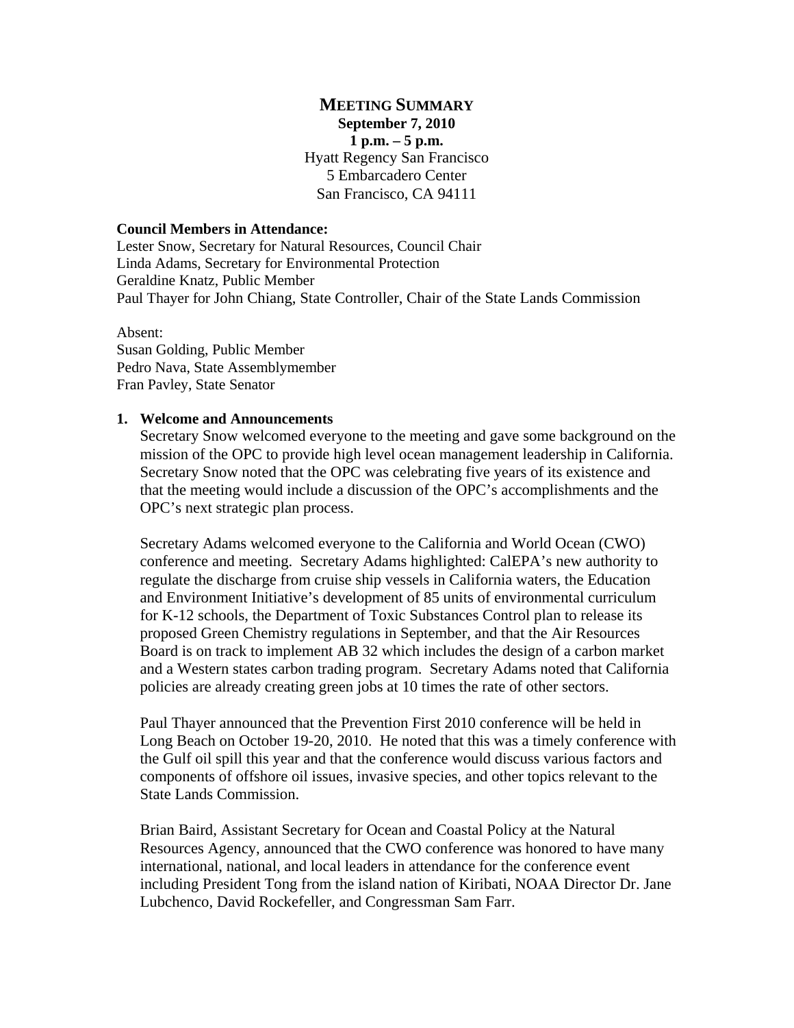# MEETING SUMMARY

**September 7, 2010**
**1 p.m. – 5 p.m.**
Hyatt Regency San Francisco
5 Embarcadero Center
San Francisco, CA 94111

**Council Members in Attendance:**
Lester Snow, Secretary for Natural Resources, Council Chair
Linda Adams, Secretary for Environmental Protection
Geraldine Knatz, Public Member
Paul Thayer for John Chiang, State Controller, Chair of the State Lands Commission

Absent:
Susan Golding, Public Member
Pedro Nava, State Assemblymember
Fran Pavley, State Senator

**1. Welcome and Announcements**

Secretary Snow welcomed everyone to the meeting and gave some background on the mission of the OPC to provide high level ocean management leadership in California. Secretary Snow noted that the OPC was celebrating five years of its existence and that the meeting would include a discussion of the OPC's accomplishments and the OPC's next strategic plan process.

Secretary Adams welcomed everyone to the California and World Ocean (CWO) conference and meeting. Secretary Adams highlighted: CalEPA's new authority to regulate the discharge from cruise ship vessels in California waters, the Education and Environment Initiative's development of 85 units of environmental curriculum for K-12 schools, the Department of Toxic Substances Control plan to release its proposed Green Chemistry regulations in September, and that the Air Resources Board is on track to implement AB 32 which includes the design of a carbon market and a Western states carbon trading program. Secretary Adams noted that California policies are already creating green jobs at 10 times the rate of other sectors.

Paul Thayer announced that the Prevention First 2010 conference will be held in Long Beach on October 19-20, 2010. He noted that this was a timely conference with the Gulf oil spill this year and that the conference would discuss various factors and components of offshore oil issues, invasive species, and other topics relevant to the State Lands Commission.

Brian Baird, Assistant Secretary for Ocean and Coastal Policy at the Natural Resources Agency, announced that the CWO conference was honored to have many international, national, and local leaders in attendance for the conference event including President Tong from the island nation of Kiribati, NOAA Director Dr. Jane Lubchenco, David Rockefeller, and Congressman Sam Farr.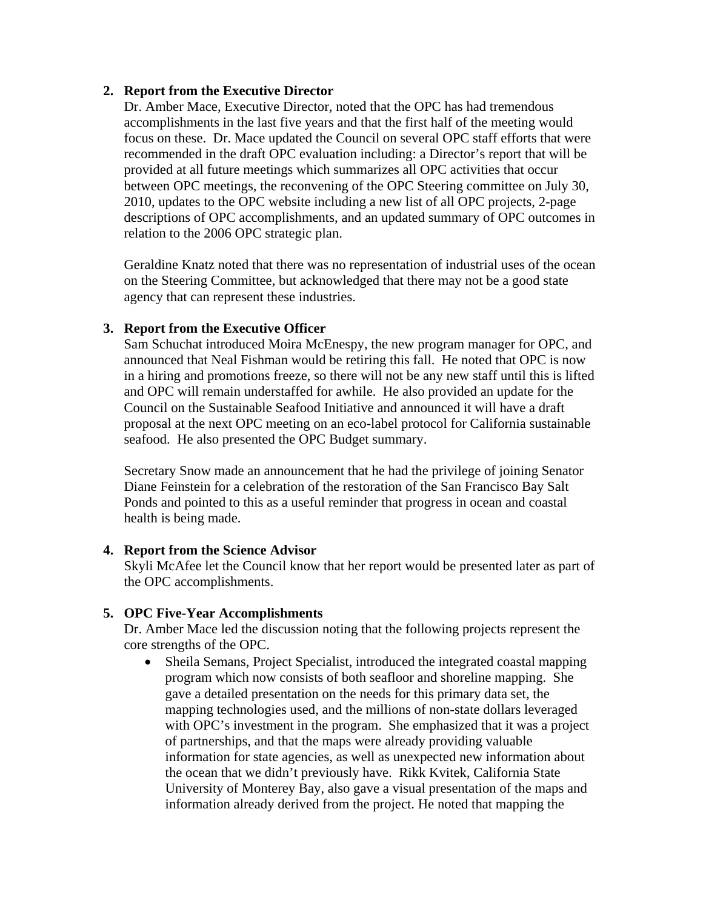2. **Report from the Executive Director**

   Dr. Amber Mace, Executive Director, noted that the OPC has had tremendous accomplishments in the last five years and that the first half of the meeting would focus on these. Dr. Mace updated the Council on several OPC staff efforts that were recommended in the draft OPC evaluation including: a Director's report that will be provided at all future meetings which summarizes all OPC activities that occur between OPC meetings, the reconvening of the OPC Steering committee on July 30, 2010, updates to the OPC website including a new list of all OPC projects, 2-page descriptions of OPC accomplishments, and an updated summary of OPC outcomes in relation to the 2006 OPC strategic plan.

   Geraldine Knatz noted that there was no representation of industrial uses of the ocean on the Steering Committee, but acknowledged that there may not be a good state agency that can represent these industries.

3. **Report from the Executive Officer**

   Sam Schuchat introduced Moira McEnespy, the new program manager for OPC, and announced that Neal Fishman would be retiring this fall. He noted that OPC is now in a hiring and promotions freeze, so there will not be any new staff until this is lifted and OPC will remain understaffed for awhile. He also provided an update for the Council on the Sustainable Seafood Initiative and announced it will have a draft proposal at the next OPC meeting on an eco-label protocol for California sustainable seafood. He also presented the OPC Budget summary.

   Secretary Snow made an announcement that he had the privilege of joining Senator Diane Feinstein for a celebration of the restoration of the San Francisco Bay Salt Ponds and pointed to this as a useful reminder that progress in ocean and coastal health is being made.

4. **Report from the Science Advisor**

   Skyli McAfee let the Council know that her report would be presented later as part of the OPC accomplishments.

5. **OPC Five-Year Accomplishments**

   Dr. Amber Mace led the discussion noting that the following projects represent the core strengths of the OPC.

   - Sheila Semans, Project Specialist, introduced the integrated coastal mapping program which now consists of both seafloor and shoreline mapping. She gave a detailed presentation on the needs for this primary data set, the mapping technologies used, and the millions of non-state dollars leveraged with OPC's investment in the program. She emphasized that it was a project of partnerships, and that the maps were already providing valuable information for state agencies, as well as unexpected new information about the ocean that we didn't previously have. Rikk Kvitek, California State University of Monterey Bay, also gave a visual presentation of the maps and information already derived from the project. He noted that mapping the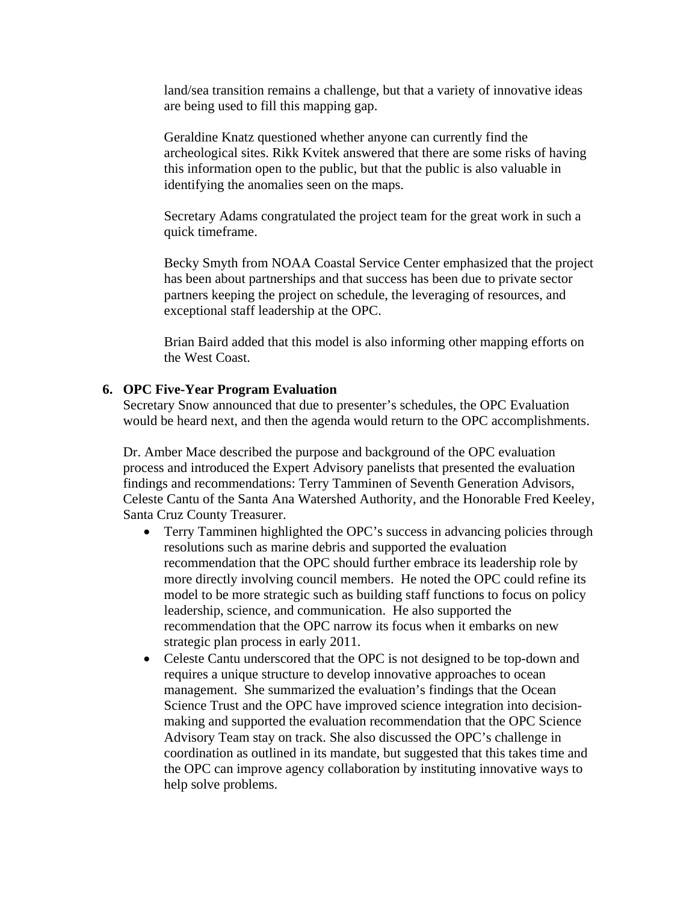land/sea transition remains a challenge, but that a variety of innovative ideas are being used to fill this mapping gap.

Geraldine Knatz questioned whether anyone can currently find the archeological sites. Rikk Kvitek answered that there are some risks of having this information open to the public, but that the public is also valuable in identifying the anomalies seen on the maps.

Secretary Adams congratulated the project team for the great work in such a quick timeframe.

Becky Smyth from NOAA Coastal Service Center emphasized that the project has been about partnerships and that success has been due to private sector partners keeping the project on schedule, the leveraging of resources, and exceptional staff leadership at the OPC.

Brian Baird added that this model is also informing other mapping efforts on the West Coast.

**6. OPC Five-Year Program Evaluation**

Secretary Snow announced that due to presenter's schedules, the OPC Evaluation would be heard next, and then the agenda would return to the OPC accomplishments.

Dr. Amber Mace described the purpose and background of the OPC evaluation process and introduced the Expert Advisory panelists that presented the evaluation findings and recommendations: Terry Tamminen of Seventh Generation Advisors, Celeste Cantu of the Santa Ana Watershed Authority, and the Honorable Fred Keeley, Santa Cruz County Treasurer.

- Terry Tamminen highlighted the OPC's success in advancing policies through resolutions such as marine debris and supported the evaluation recommendation that the OPC should further embrace its leadership role by more directly involving council members. He noted the OPC could refine its model to be more strategic such as building staff functions to focus on policy leadership, science, and communication. He also supported the recommendation that the OPC narrow its focus when it embarks on new strategic plan process in early 2011.
- Celeste Cantu underscored that the OPC is not designed to be top-down and requires a unique structure to develop innovative approaches to ocean management. She summarized the evaluation's findings that the Ocean Science Trust and the OPC have improved science integration into decision-making and supported the evaluation recommendation that the OPC Science Advisory Team stay on track. She also discussed the OPC's challenge in coordination as outlined in its mandate, but suggested that this takes time and the OPC can improve agency collaboration by instituting innovative ways to help solve problems.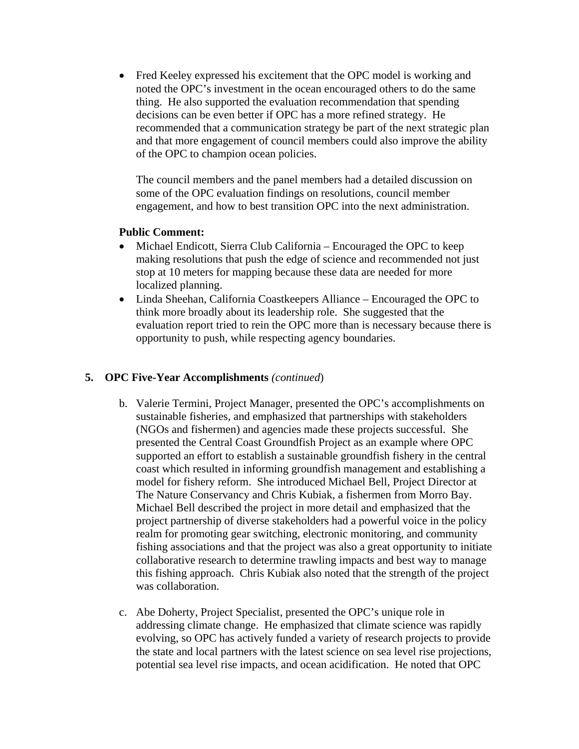- Fred Keeley expressed his excitement that the OPC model is working and noted the OPC's investment in the ocean encouraged others to do the same thing. He also supported the evaluation recommendation that spending decisions can be even better if OPC has a more refined strategy. He recommended that a communication strategy be part of the next strategic plan and that more engagement of council members could also improve the ability of the OPC to champion ocean policies.

  The council members and the panel members had a detailed discussion on some of the OPC evaluation findings on resolutions, council member engagement, and how to best transition OPC into the next administration.

**Public Comment:**

- Michael Endicott, Sierra Club California – Encouraged the OPC to keep making resolutions that push the edge of science and recommended not just stop at 10 meters for mapping because these data are needed for more localized planning.
- Linda Sheehan, California Coastkeepers Alliance – Encouraged the OPC to think more broadly about its leadership role. She suggested that the evaluation report tried to rein the OPC more than is necessary because there is opportunity to push, while respecting agency boundaries.

## 5. OPC Five-Year Accomplishments *(continued)*

b. Valerie Termini, Project Manager, presented the OPC's accomplishments on sustainable fisheries, and emphasized that partnerships with stakeholders (NGOs and fishermen) and agencies made these projects successful. She presented the Central Coast Groundfish Project as an example where OPC supported an effort to establish a sustainable groundfish fishery in the central coast which resulted in informing groundfish management and establishing a model for fishery reform. She introduced Michael Bell, Project Director at The Nature Conservancy and Chris Kubiak, a fishermen from Morro Bay. Michael Bell described the project in more detail and emphasized that the project partnership of diverse stakeholders had a powerful voice in the policy realm for promoting gear switching, electronic monitoring, and community fishing associations and that the project was also a great opportunity to initiate collaborative research to determine trawling impacts and best way to manage this fishing approach. Chris Kubiak also noted that the strength of the project was collaboration.

c. Abe Doherty, Project Specialist, presented the OPC's unique role in addressing climate change. He emphasized that climate science was rapidly evolving, so OPC has actively funded a variety of research projects to provide the state and local partners with the latest science on sea level rise projections, potential sea level rise impacts, and ocean acidification. He noted that OPC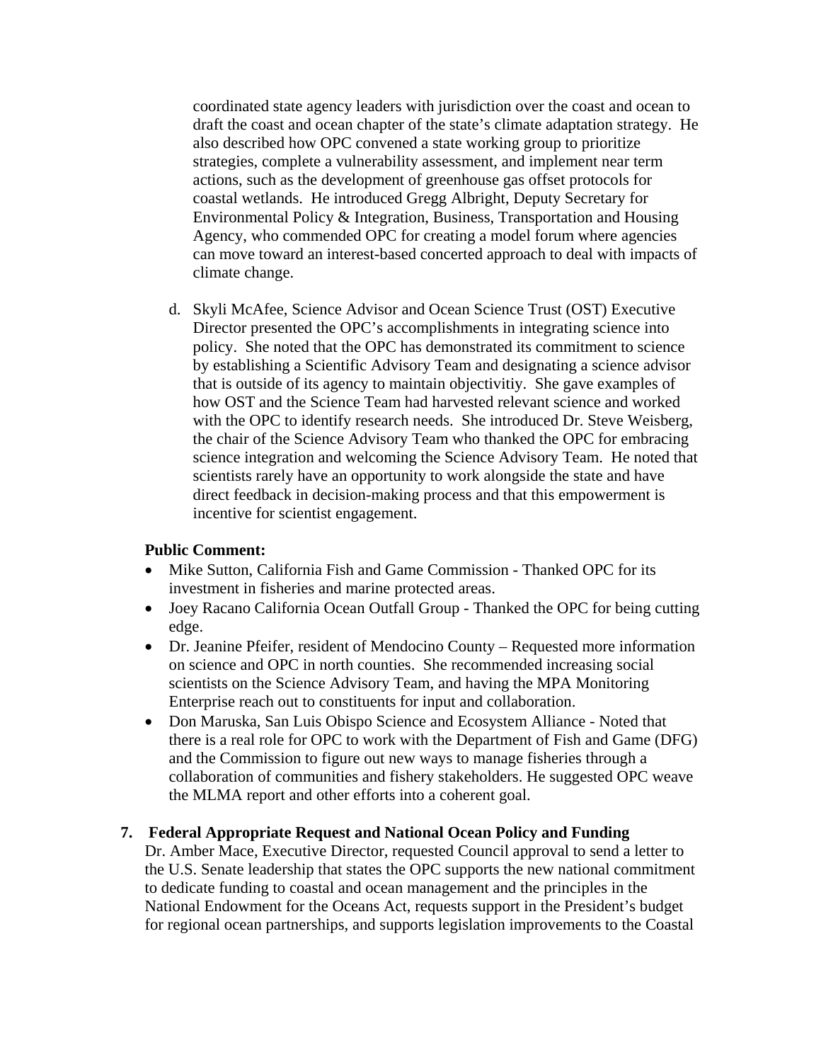coordinated state agency leaders with jurisdiction over the coast and ocean to draft the coast and ocean chapter of the state's climate adaptation strategy. He also described how OPC convened a state working group to prioritize strategies, complete a vulnerability assessment, and implement near term actions, such as the development of greenhouse gas offset protocols for coastal wetlands. He introduced Gregg Albright, Deputy Secretary for Environmental Policy & Integration, Business, Transportation and Housing Agency, who commended OPC for creating a model forum where agencies can move toward an interest-based concerted approach to deal with impacts of climate change.

d. Skyli McAfee, Science Advisor and Ocean Science Trust (OST) Executive Director presented the OPC's accomplishments in integrating science into policy. She noted that the OPC has demonstrated its commitment to science by establishing a Scientific Advisory Team and designating a science advisor that is outside of its agency to maintain objectivitiy. She gave examples of how OST and the Science Team had harvested relevant science and worked with the OPC to identify research needs. She introduced Dr. Steve Weisberg, the chair of the Science Advisory Team who thanked the OPC for embracing science integration and welcoming the Science Advisory Team. He noted that scientists rarely have an opportunity to work alongside the state and have direct feedback in decision-making process and that this empowerment is incentive for scientist engagement.

**Public Comment:**

- Mike Sutton, California Fish and Game Commission - Thanked OPC for its investment in fisheries and marine protected areas.
- Joey Racano California Ocean Outfall Group - Thanked the OPC for being cutting edge.
- Dr. Jeanine Pfeifer, resident of Mendocino County – Requested more information on science and OPC in north counties. She recommended increasing social scientists on the Science Advisory Team, and having the MPA Monitoring Enterprise reach out to constituents for input and collaboration.
- Don Maruska, San Luis Obispo Science and Ecosystem Alliance - Noted that there is a real role for OPC to work with the Department of Fish and Game (DFG) and the Commission to figure out new ways to manage fisheries through a collaboration of communities and fishery stakeholders. He suggested OPC weave the MLMA report and other efforts into a coherent goal.

**7. Federal Appropriate Request and National Ocean Policy and Funding**

Dr. Amber Mace, Executive Director, requested Council approval to send a letter to the U.S. Senate leadership that states the OPC supports the new national commitment to dedicate funding to coastal and ocean management and the principles in the National Endowment for the Oceans Act, requests support in the President's budget for regional ocean partnerships, and supports legislation improvements to the Coastal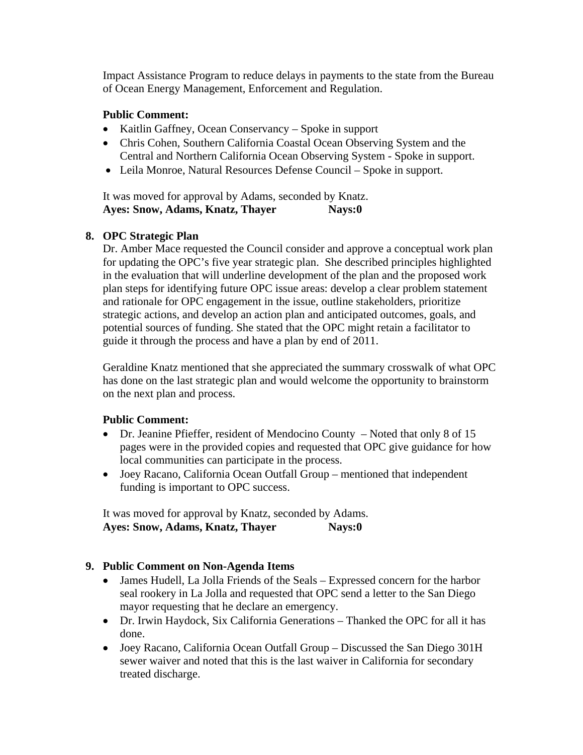Impact Assistance Program to reduce delays in payments to the state from the Bureau of Ocean Energy Management, Enforcement and Regulation.

**Public Comment:**

- Kaitlin Gaffney, Ocean Conservancy – Spoke in support
- Chris Cohen, Southern California Coastal Ocean Observing System and the Central and Northern California Ocean Observing System - Spoke in support.
- Leila Monroe, Natural Resources Defense Council – Spoke in support.

It was moved for approval by Adams, seconded by Knatz.
**Ayes: Snow, Adams, Knatz, Thayer Nays:0**

**8. OPC Strategic Plan**

Dr. Amber Mace requested the Council consider and approve a conceptual work plan for updating the OPC's five year strategic plan. She described principles highlighted in the evaluation that will underline development of the plan and the proposed work plan steps for identifying future OPC issue areas: develop a clear problem statement and rationale for OPC engagement in the issue, outline stakeholders, prioritize strategic actions, and develop an action plan and anticipated outcomes, goals, and potential sources of funding. She stated that the OPC might retain a facilitator to guide it through the process and have a plan by end of 2011.

Geraldine Knatz mentioned that she appreciated the summary crosswalk of what OPC has done on the last strategic plan and would welcome the opportunity to brainstorm on the next plan and process.

**Public Comment:**

- Dr. Jeanine Pfieffer, resident of Mendocino County – Noted that only 8 of 15 pages were in the provided copies and requested that OPC give guidance for how local communities can participate in the process.
- Joey Racano, California Ocean Outfall Group – mentioned that independent funding is important to OPC success.

It was moved for approval by Knatz, seconded by Adams.
**Ayes: Snow, Adams, Knatz, Thayer Nays:0**

**9. Public Comment on Non-Agenda Items**

- James Hudell, La Jolla Friends of the Seals – Expressed concern for the harbor seal rookery in La Jolla and requested that OPC send a letter to the San Diego mayor requesting that he declare an emergency.
- Dr. Irwin Haydock, Six California Generations – Thanked the OPC for all it has done.
- Joey Racano, California Ocean Outfall Group – Discussed the San Diego 301H sewer waiver and noted that this is the last waiver in California for secondary treated discharge.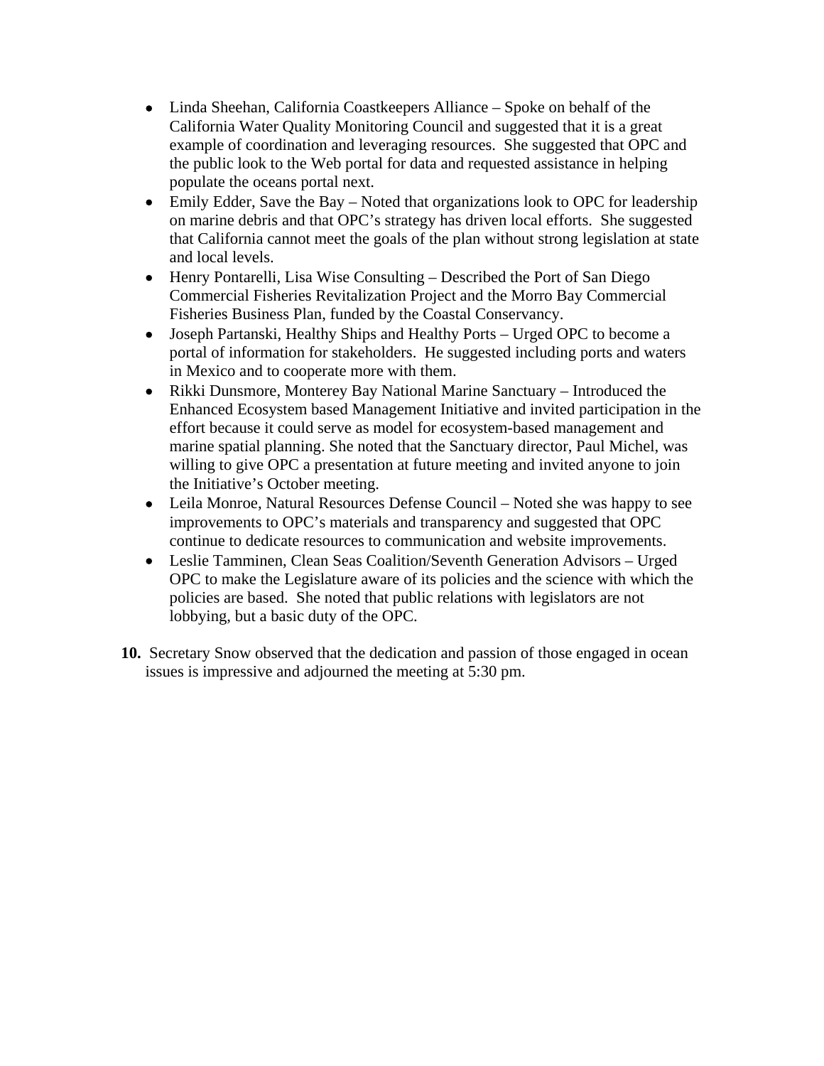- Linda Sheehan, California Coastkeepers Alliance – Spoke on behalf of the California Water Quality Monitoring Council and suggested that it is a great example of coordination and leveraging resources. She suggested that OPC and the public look to the Web portal for data and requested assistance in helping populate the oceans portal next.
- Emily Edder, Save the Bay – Noted that organizations look to OPC for leadership on marine debris and that OPC's strategy has driven local efforts. She suggested that California cannot meet the goals of the plan without strong legislation at state and local levels.
- Henry Pontarelli, Lisa Wise Consulting – Described the Port of San Diego Commercial Fisheries Revitalization Project and the Morro Bay Commercial Fisheries Business Plan, funded by the Coastal Conservancy.
- Joseph Partanski, Healthy Ships and Healthy Ports – Urged OPC to become a portal of information for stakeholders. He suggested including ports and waters in Mexico and to cooperate more with them.
- Rikki Dunsmore, Monterey Bay National Marine Sanctuary – Introduced the Enhanced Ecosystem based Management Initiative and invited participation in the effort because it could serve as model for ecosystem-based management and marine spatial planning. She noted that the Sanctuary director, Paul Michel, was willing to give OPC a presentation at future meeting and invited anyone to join the Initiative's October meeting.
- Leila Monroe, Natural Resources Defense Council – Noted she was happy to see improvements to OPC's materials and transparency and suggested that OPC continue to dedicate resources to communication and website improvements.
- Leslie Tamminen, Clean Seas Coalition/Seventh Generation Advisors – Urged OPC to make the Legislature aware of its policies and the science with which the policies are based. She noted that public relations with legislators are not lobbying, but a basic duty of the OPC.

**10.** Secretary Snow observed that the dedication and passion of those engaged in ocean issues is impressive and adjourned the meeting at 5:30 pm.